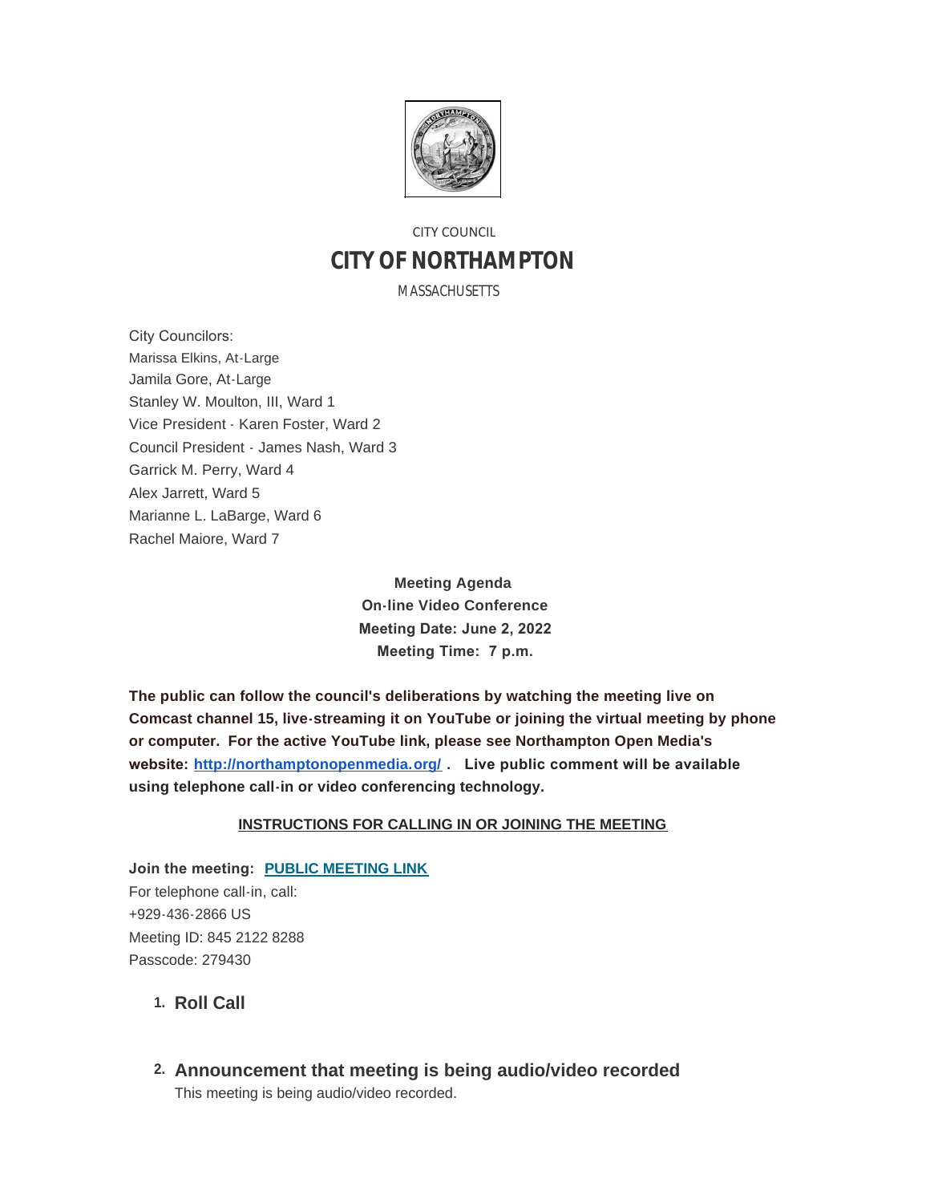CITY COUNCIL

# CITY OF NORTHAMPTON

MASSACHUSETTS

City Councilors:
Marissa Elkins, At-Large
Jamila Gore, At-Large
Stanley W. Moulton, III, Ward 1
Vice President - Karen Foster, Ward 2
Council President - James Nash, Ward 3
Garrick M. Perry, Ward 4
Alex Jarrett, Ward 5
Marianne L. LaBarge, Ward 6
Rachel Maiore, Ward 7

**Meeting Agenda**
**On-line Video Conference**
**Meeting Date: June 2, 2022**
**Meeting Time: 7 p.m.**

**The public can follow the council's deliberations by watching the meeting live on Comcast channel 15, live-streaming it on YouTube or joining the virtual meeting by phone or computer. For the active YouTube link, please see Northampton Open Media's website: [http://northamptonopenmedia.org/](http://northamptonopenmedia.org/) . Live public comment will be available using telephone call-in or video conferencing technology.**

**INSTRUCTIONS FOR CALLING IN OR JOINING THE MEETING**

**Join the meeting: PUBLIC MEETING LINK**
For telephone call-in, call:
+929-436-2866 US
Meeting ID: 845 2122 8288
Passcode: 279430

1. **Roll Call**

2. **Announcement that meeting is being audio/video recorded**
   This meeting is being audio/video recorded.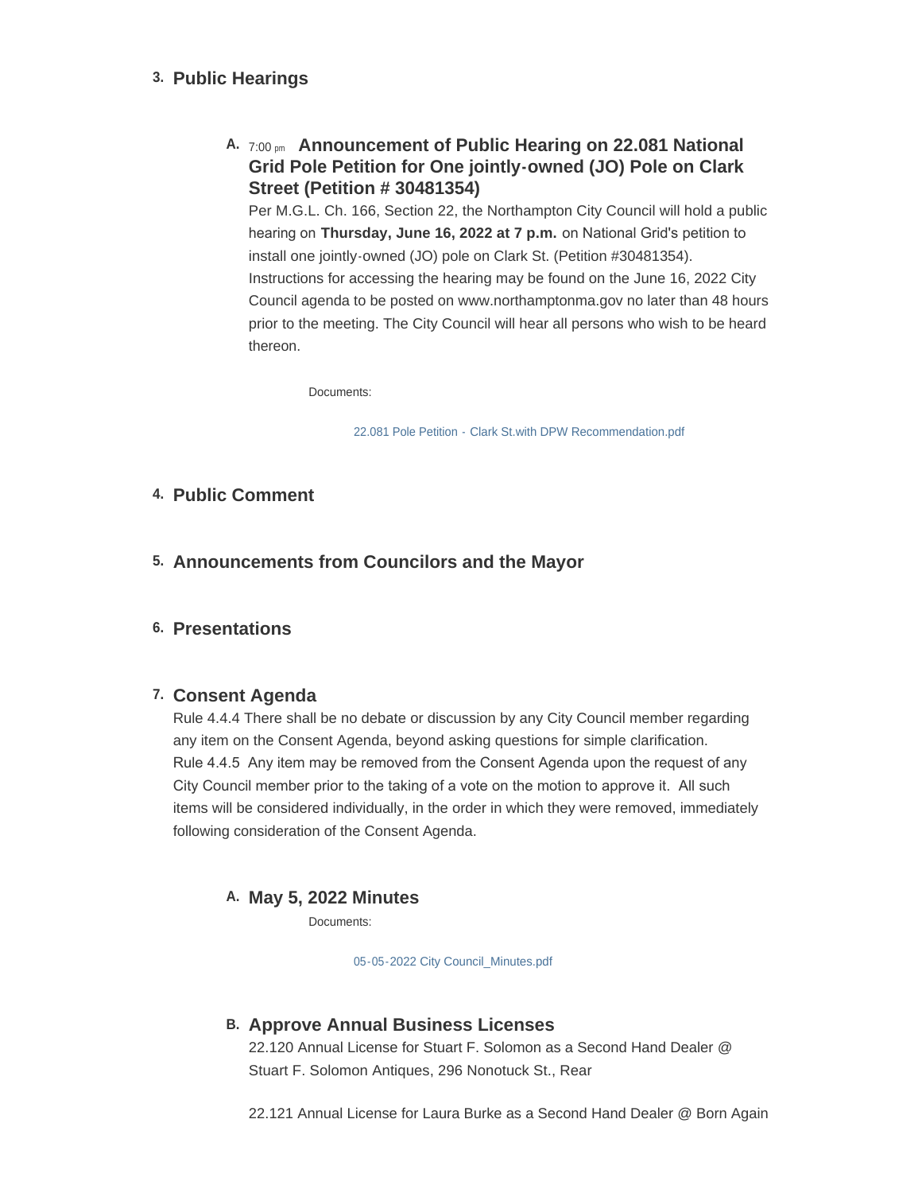## 3. Public Hearings

### A. 7:00 pm Announcement of Public Hearing on 22.081 National Grid Pole Petition for One jointly-owned (JO) Pole on Clark Street (Petition # 30481354)

Per M.G.L. Ch. 166, Section 22, the Northampton City Council will hold a public hearing on **Thursday, June 16, 2022 at 7 p.m.** on National Grid's petition to install one jointly-owned (JO) pole on Clark St. (Petition #30481354). Instructions for accessing the hearing may be found on the June 16, 2022 City Council agenda to be posted on www.northamptonma.gov no later than 48 hours prior to the meeting. The City Council will hear all persons who wish to be heard thereon.

Documents:

22.081 Pole Petition - Clark St.with DPW Recommendation.pdf

## 4. Public Comment

## 5. Announcements from Councilors and the Mayor

## 6. Presentations

## 7. Consent Agenda

Rule 4.4.4 There shall be no debate or discussion by any City Council member regarding any item on the Consent Agenda, beyond asking questions for simple clarification.
Rule 4.4.5 Any item may be removed from the Consent Agenda upon the request of any City Council member prior to the taking of a vote on the motion to approve it. All such items will be considered individually, in the order in which they were removed, immediately following consideration of the Consent Agenda.

### A. May 5, 2022 Minutes

Documents:

05-05-2022 City Council_Minutes.pdf

### B. Approve Annual Business Licenses

22.120 Annual License for Stuart F. Solomon as a Second Hand Dealer @ Stuart F. Solomon Antiques, 296 Nonotuck St., Rear

22.121 Annual License for Laura Burke as a Second Hand Dealer @ Born Again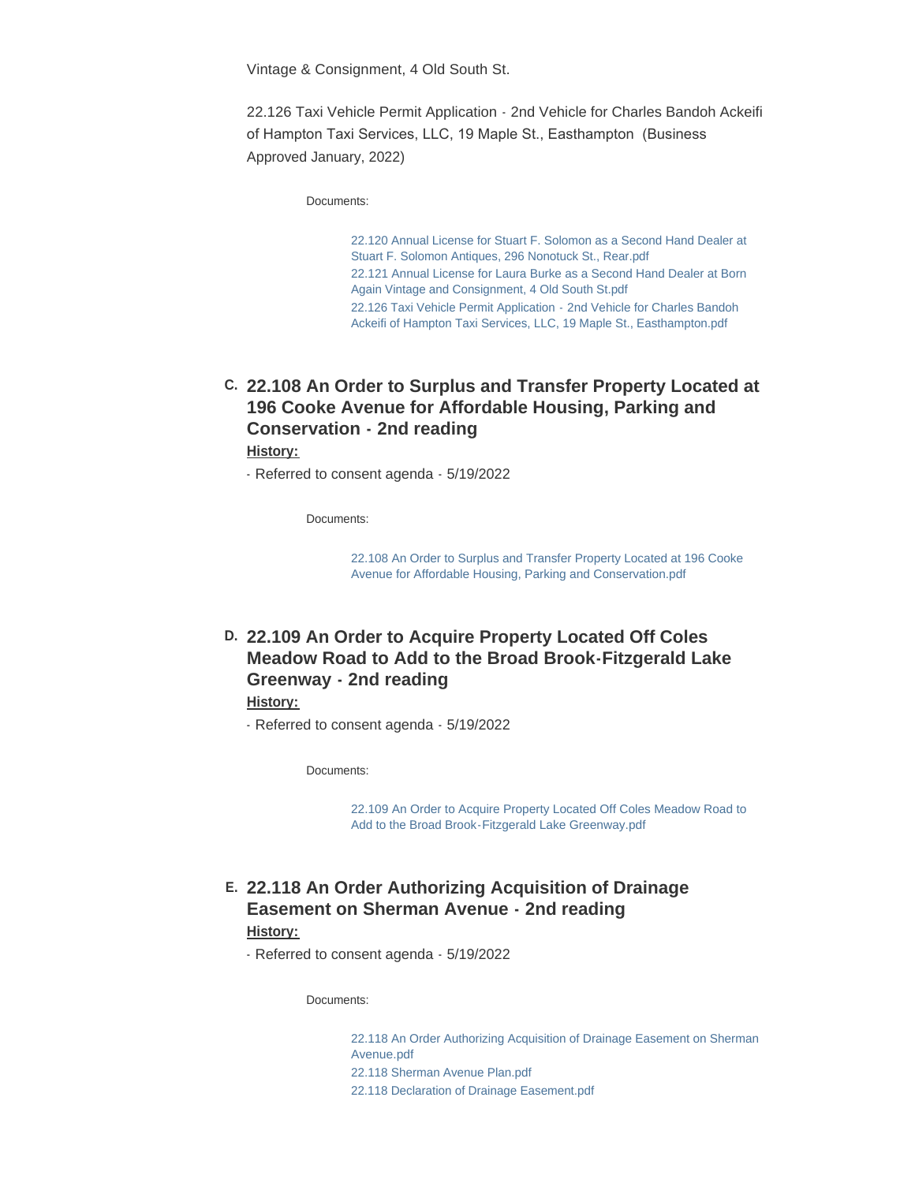Vintage & Consignment, 4 Old South St.

22.126 Taxi Vehicle Permit Application - 2nd Vehicle for Charles Bandoh Ackeifi of Hampton Taxi Services, LLC, 19 Maple St., Easthampton (Business Approved January, 2022)

Documents:

- 22.120 Annual License for Stuart F. Solomon as a Second Hand Dealer at Stuart F. Solomon Antiques, 296 Nonotuck St., Rear.pdf
- 22.121 Annual License for Laura Burke as a Second Hand Dealer at Born Again Vintage and Consignment, 4 Old South St.pdf
- 22.126 Taxi Vehicle Permit Application - 2nd Vehicle for Charles Bandoh Ackeifi of Hampton Taxi Services, LLC, 19 Maple St., Easthampton.pdf

## C. 22.108 An Order to Surplus and Transfer Property Located at 196 Cooke Avenue for Affordable Housing, Parking and Conservation - 2nd reading

**History:**

- Referred to consent agenda - 5/19/2022

Documents:

- 22.108 An Order to Surplus and Transfer Property Located at 196 Cooke Avenue for Affordable Housing, Parking and Conservation.pdf

## D. 22.109 An Order to Acquire Property Located Off Coles Meadow Road to Add to the Broad Brook-Fitzgerald Lake Greenway - 2nd reading

**History:**

- Referred to consent agenda - 5/19/2022

Documents:

- 22.109 An Order to Acquire Property Located Off Coles Meadow Road to Add to the Broad Brook-Fitzgerald Lake Greenway.pdf

## E. 22.118 An Order Authorizing Acquisition of Drainage Easement on Sherman Avenue - 2nd reading

**History:**

- Referred to consent agenda - 5/19/2022

Documents:

- 22.118 An Order Authorizing Acquisition of Drainage Easement on Sherman Avenue.pdf
- 22.118 Sherman Avenue Plan.pdf
- 22.118 Declaration of Drainage Easement.pdf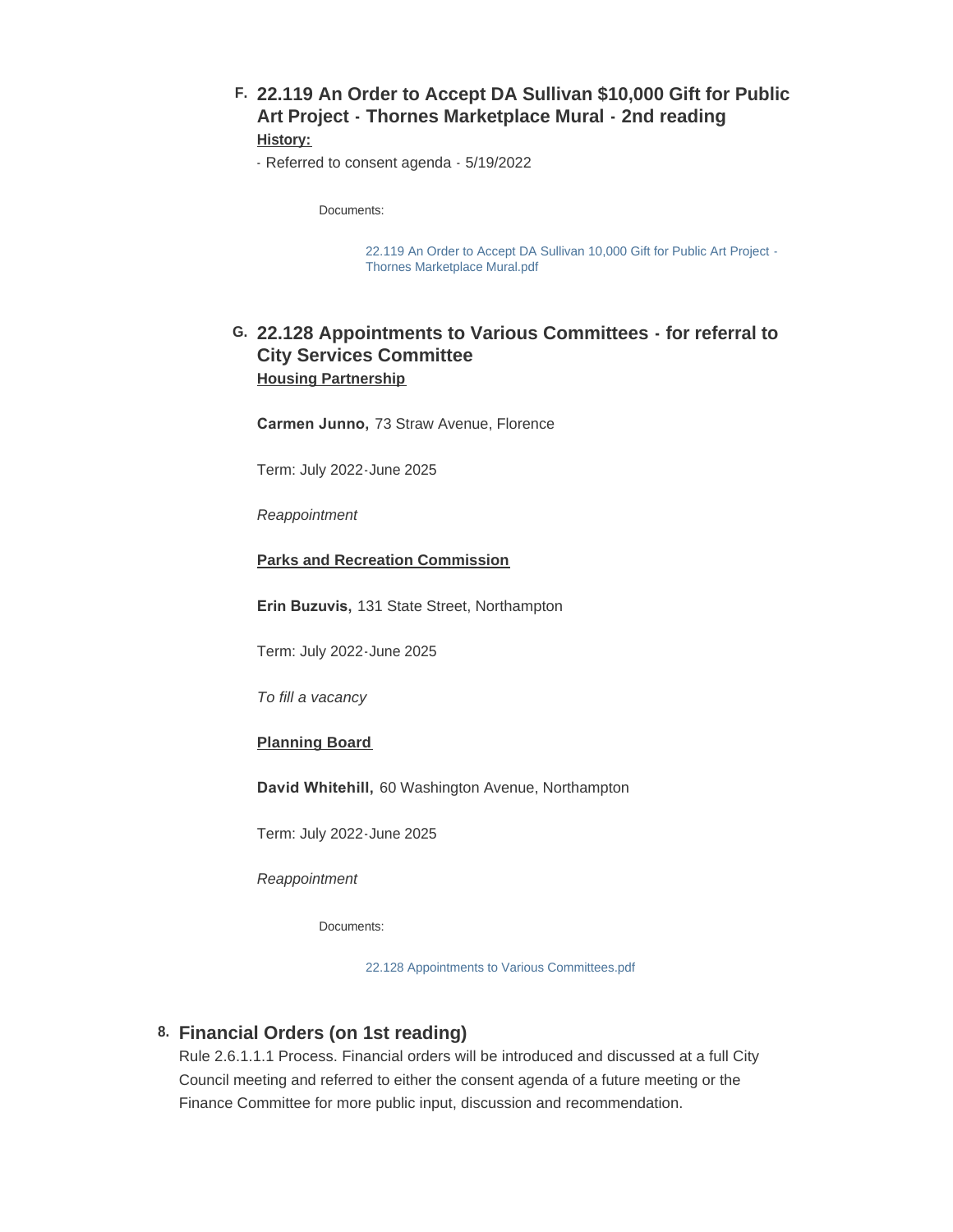### F. 22.119 An Order to Accept DA Sullivan $10,000 Gift for Public Art Project - Thornes Marketplace Mural - 2nd reading

**History:**

- Referred to consent agenda - 5/19/2022

Documents:

22.119 An Order to Accept DA Sullivan 10,000 Gift for Public Art Project - Thornes Marketplace Mural.pdf

### G. 22.128 Appointments to Various Committees - for referral to City Services Committee

**Housing Partnership**

**Carmen Junno,** 73 Straw Avenue, Florence

Term: July 2022-June 2025

*Reappointment*

**Parks and Recreation Commission**

**Erin Buzuvis,** 131 State Street, Northampton

Term: July 2022-June 2025

*To fill a vacancy*

**Planning Board**

**David Whitehill,** 60 Washington Avenue, Northampton

Term: July 2022-June 2025

*Reappointment*

Documents:

22.128 Appointments to Various Committees.pdf

## 8. Financial Orders (on 1st reading)

Rule 2.6.1.1.1 Process. Financial orders will be introduced and discussed at a full City Council meeting and referred to either the consent agenda of a future meeting or the Finance Committee for more public input, discussion and recommendation.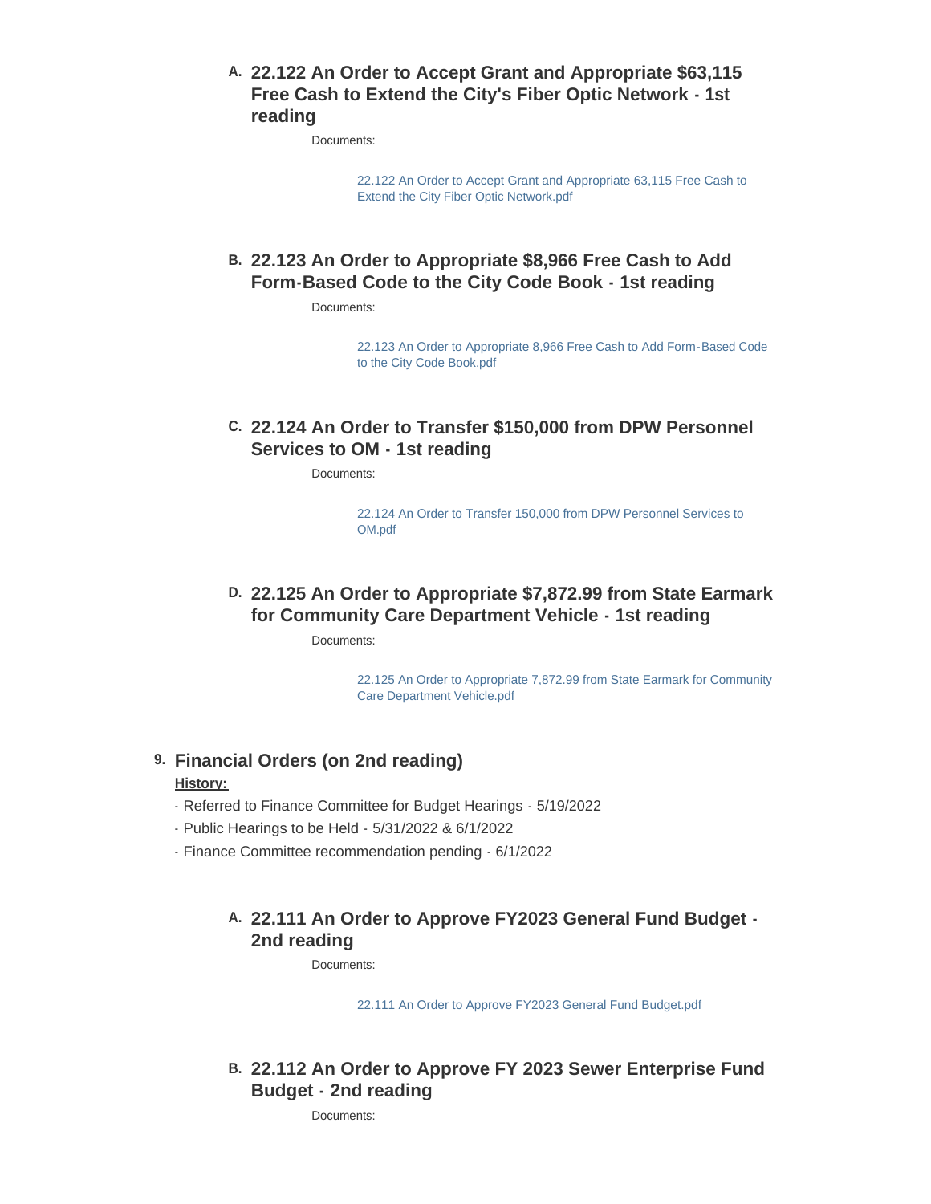### A. 22.122 An Order to Accept Grant and Appropriate $63,115 Free Cash to Extend the City's Fiber Optic Network - 1st reading

Documents:

22.122 An Order to Accept Grant and Appropriate 63,115 Free Cash to Extend the City Fiber Optic Network.pdf

### B. 22.123 An Order to Appropriate $8,966 Free Cash to Add Form-Based Code to the City Code Book - 1st reading

Documents:

22.123 An Order to Appropriate 8,966 Free Cash to Add Form-Based Code to the City Code Book.pdf

### C. 22.124 An Order to Transfer $150,000 from DPW Personnel Services to OM - 1st reading

Documents:

22.124 An Order to Transfer 150,000 from DPW Personnel Services to OM.pdf

### D. 22.125 An Order to Appropriate $7,872.99 from State Earmark for Community Care Department Vehicle - 1st reading

Documents:

22.125 An Order to Appropriate 7,872.99 from State Earmark for Community Care Department Vehicle.pdf

## 9. Financial Orders (on 2nd reading)

**History:**

- Referred to Finance Committee for Budget Hearings - 5/19/2022
- Public Hearings to be Held - 5/31/2022 & 6/1/2022
- Finance Committee recommendation pending - 6/1/2022

### A. 22.111 An Order to Approve FY2023 General Fund Budget - 2nd reading

Documents:

22.111 An Order to Approve FY2023 General Fund Budget.pdf

### B. 22.112 An Order to Approve FY 2023 Sewer Enterprise Fund Budget - 2nd reading

Documents: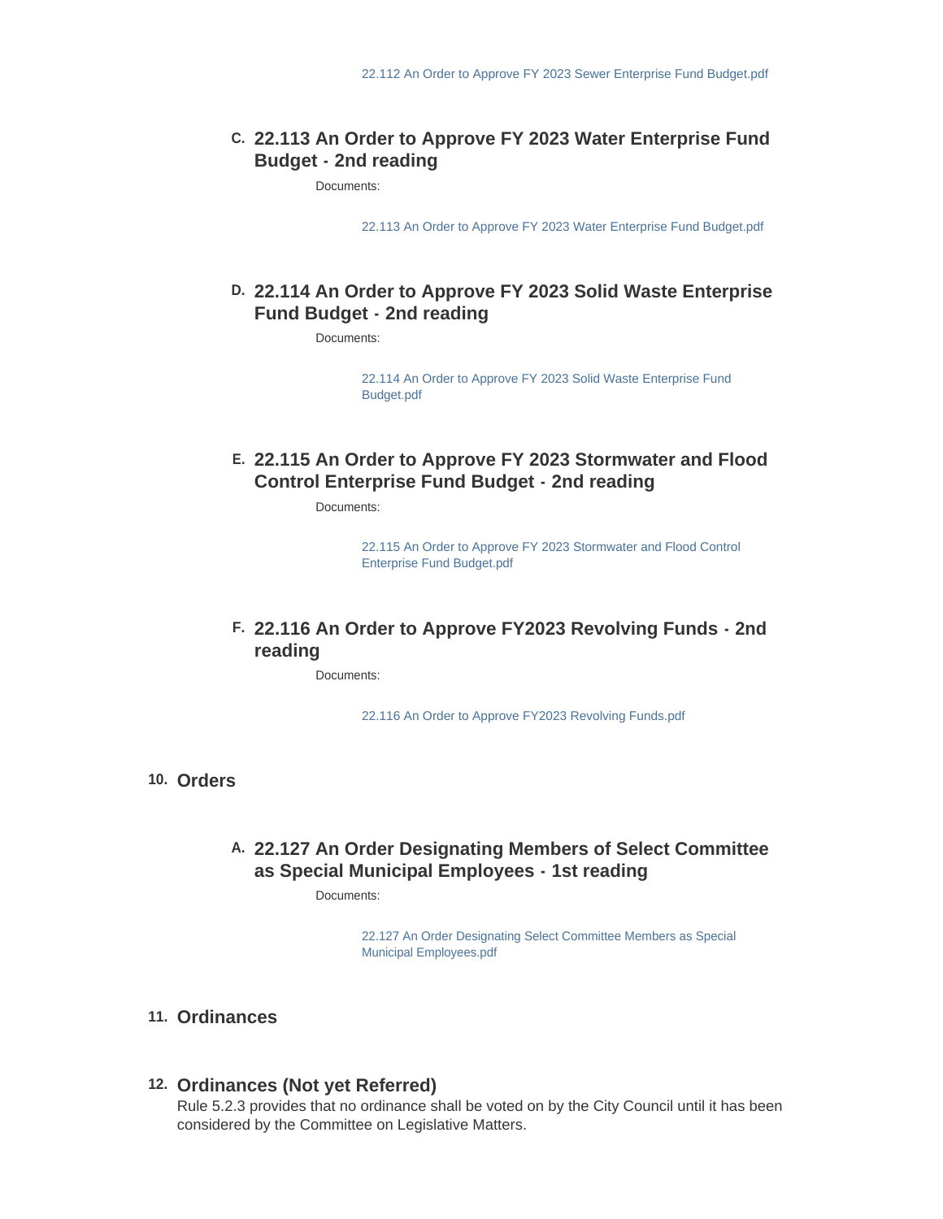22.112 An Order to Approve FY 2023 Sewer Enterprise Fund Budget.pdf

### C. 22.113 An Order to Approve FY 2023 Water Enterprise Fund Budget - 2nd reading

Documents:

22.113 An Order to Approve FY 2023 Water Enterprise Fund Budget.pdf

### D. 22.114 An Order to Approve FY 2023 Solid Waste Enterprise Fund Budget - 2nd reading

Documents:

22.114 An Order to Approve FY 2023 Solid Waste Enterprise Fund Budget.pdf

### E. 22.115 An Order to Approve FY 2023 Stormwater and Flood Control Enterprise Fund Budget - 2nd reading

Documents:

22.115 An Order to Approve FY 2023 Stormwater and Flood Control Enterprise Fund Budget.pdf

### F. 22.116 An Order to Approve FY2023 Revolving Funds - 2nd reading

Documents:

22.116 An Order to Approve FY2023 Revolving Funds.pdf

## 10. Orders

### A. 22.127 An Order Designating Members of Select Committee as Special Municipal Employees - 1st reading

Documents:

22.127 An Order Designating Select Committee Members as Special Municipal Employees.pdf

## 11. Ordinances

## 12. Ordinances (Not yet Referred)

Rule 5.2.3 provides that no ordinance shall be voted on by the City Council until it has been considered by the Committee on Legislative Matters.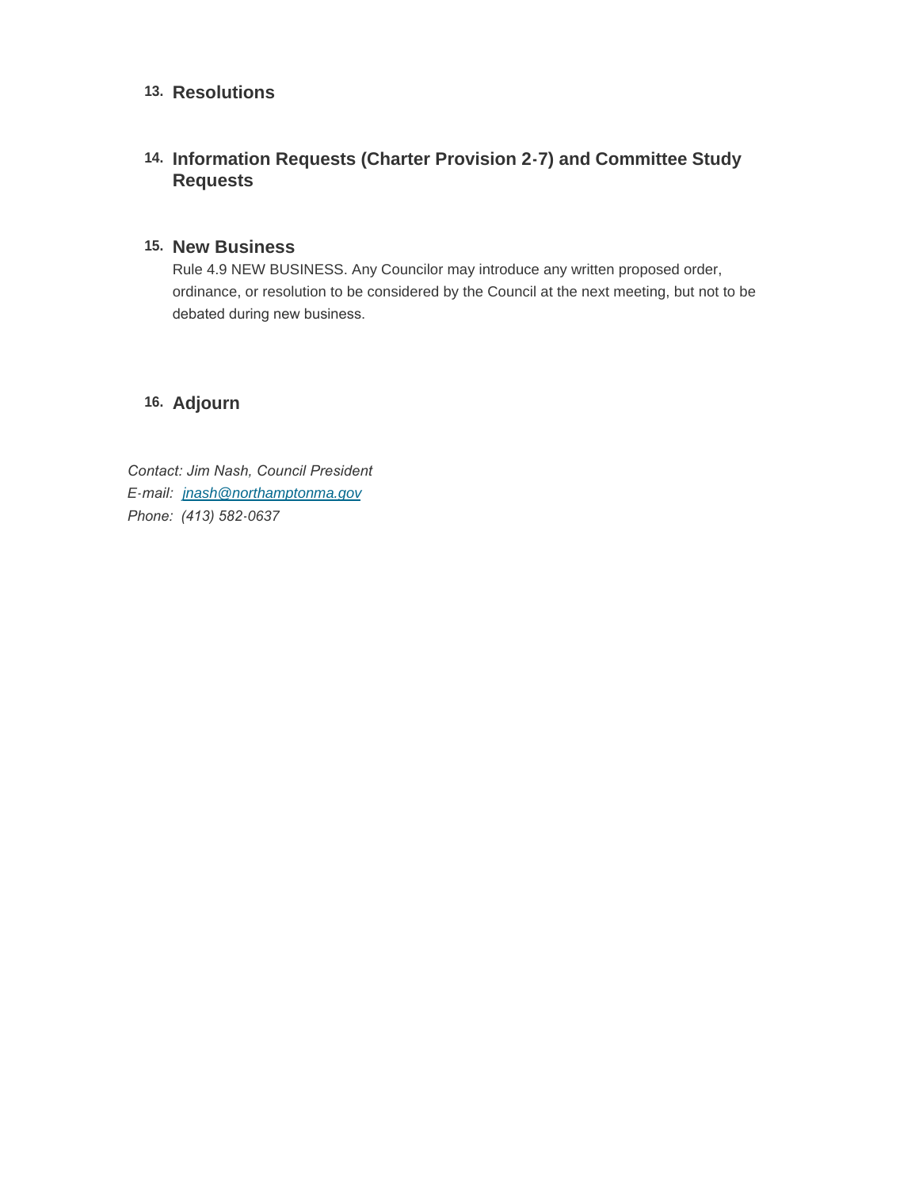## 13. Resolutions

## 14. Information Requests (Charter Provision 2-7) and Committee Study Requests

## 15. New Business

Rule 4.9 NEW BUSINESS. Any Councilor may introduce any written proposed order, ordinance, or resolution to be considered by the Council at the next meeting, but not to be debated during new business.

## 16. Adjourn

*Contact: Jim Nash, Council President*
*E-mail: [jnash@northamptonma.gov](mailto:jnash@northamptonma.gov)*
*Phone: (413) 582-0637*